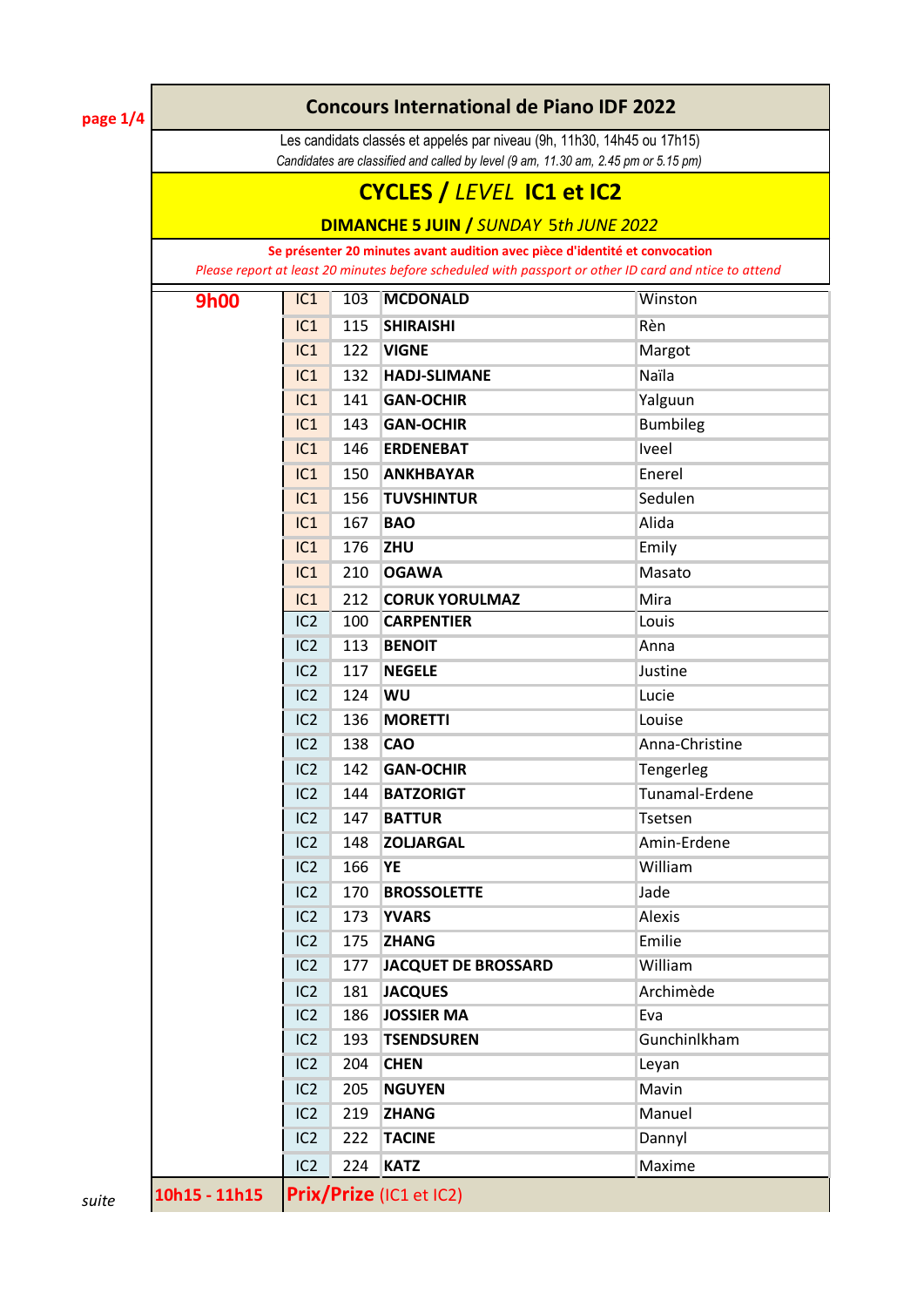# Concours International de Piano IDF 2022

Les candidats classés et appelés par niveau (9h, 11h30, 14h45 ou 17h15)

*Candidates are classified and called by level (9 am, 11.30 am, 2.45 pm or 5.15 pm)*

## CYCLES / *LEVEL* IC1 et IC2

**DIMANCHE 5 JUIN / *SUNDAY 5th JUNE 2022***

**Se présenter 20 minutes avant audition avec pièce d'identité et convocation**

*Please report at least 20 minutes before scheduled with passport or other ID card and ntice to attend*

| Heure | Cycle | N° | Nom | Prénom |
|---|---|---|---|---|
| **9h00** | IC1 | 103 | **MCDONALD** | Winston |
| | IC1 | 115 | **SHIRAISHI** | Rèn |
| | IC1 | 122 | **VIGNE** | Margot |
| | IC1 | 132 | **HADJ-SLIMANE** | Naïla |
| | IC1 | 141 | **GAN-OCHIR** | Yalguun |
| | IC1 | 143 | **GAN-OCHIR** | Bumbileg |
| | IC1 | 146 | **ERDENEBAT** | Iveel |
| | IC1 | 150 | **ANKHBAYAR** | Enerel |
| | IC1 | 156 | **TUVSHINTUR** | Sedulen |
| | IC1 | 167 | **BAO** | Alida |
| | IC1 | 176 | **ZHU** | Emily |
| | IC1 | 210 | **OGAWA** | Masato |
| | IC1 | 212 | **CORUK YORULMAZ** | Mira |
| | IC2 | 100 | **CARPENTIER** | Louis |
| | IC2 | 113 | **BENOIT** | Anna |
| | IC2 | 117 | **NEGELE** | Justine |
| | IC2 | 124 | **WU** | Lucie |
| | IC2 | 136 | **MORETTI** | Louise |
| | IC2 | 138 | **CAO** | Anna-Christine |
| | IC2 | 142 | **GAN-OCHIR** | Tengerleg |
| | IC2 | 144 | **BATZORIGT** | Tunamal-Erdene |
| | IC2 | 147 | **BATTUR** | Tsetsen |
| | IC2 | 148 | **ZOLJARGAL** | Amin-Erdene |
| | IC2 | 166 | **YE** | William |
| | IC2 | 170 | **BROSSOLETTE** | Jade |
| | IC2 | 173 | **YVARS** | Alexis |
| | IC2 | 175 | **ZHANG** | Emilie |
| | IC2 | 177 | **JACQUET DE BROSSARD** | William |
| | IC2 | 181 | **JACQUES** | Archimède |
| | IC2 | 186 | **JOSSIER MA** | Eva |
| | IC2 | 193 | **TSENDSUREN** | Gunchinlkham |
| | IC2 | 204 | **CHEN** | Leyan |
| | IC2 | 205 | **NGUYEN** | Mavin |
| | IC2 | 219 | **ZHANG** | Manuel |
| | IC2 | 222 | **TACINE** | Dannyl |
| | IC2 | 224 | **KATZ** | Maxime |
| **10h15 - 11h15** | **Prix/Prize** (IC1 et IC2) | | | |

*suite*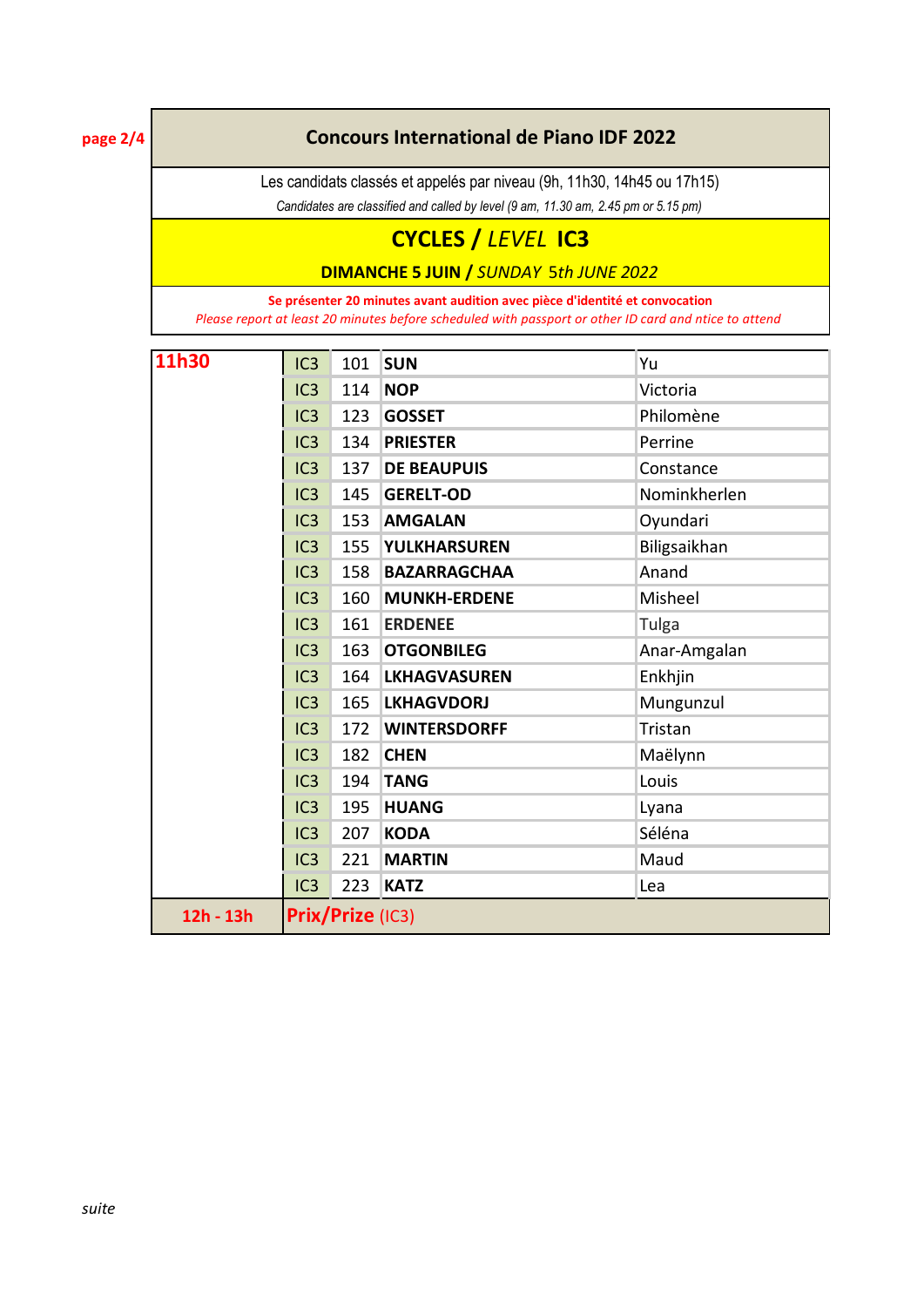# Concours International de Piano IDF 2022

Les candidats classés et appelés par niveau (9h, 11h30, 14h45 ou 17h15)

*Candidates are classified and called by level (9 am, 11.30 am, 2.45 pm or 5.15 pm)*

## CYCLES / *LEVEL* IC3

**DIMANCHE 5 JUIN / *SUNDAY 5th JUNE 2022***

**Se présenter 20 minutes avant audition avec pièce d'identité et convocation**

*Please report at least 20 minutes before scheduled with passport or other ID card and ntice to attend*

| Heure | Niveau | N° | Nom | Prénom |
|---|---|---|---|---|
| **11h30** | IC3 | 101 | **SUN** | Yu |
| | IC3 | 114 | **NOP** | Victoria |
| | IC3 | 123 | **GOSSET** | Philomène |
| | IC3 | 134 | **PRIESTER** | Perrine |
| | IC3 | 137 | **DE BEAUPUIS** | Constance |
| | IC3 | 145 | **GERELT-OD** | Nominkherlen |
| | IC3 | 153 | **AMGALAN** | Oyundari |
| | IC3 | 155 | **YULKHARSUREN** | Biligsaikhan |
| | IC3 | 158 | **BAZARRAGCHAA** | Anand |
| | IC3 | 160 | **MUNKH-ERDENE** | Misheel |
| | IC3 | 161 | **ERDENEE** | Tulga |
| | IC3 | 163 | **OTGONBILEG** | Anar-Amgalan |
| | IC3 | 164 | **LKHAGVASUREN** | Enkhjin |
| | IC3 | 165 | **LKHAGVDORJ** | Mungunzul |
| | IC3 | 172 | **WINTERSDORFF** | Tristan |
| | IC3 | 182 | **CHEN** | Maëlynn |
| | IC3 | 194 | **TANG** | Louis |
| | IC3 | 195 | **HUANG** | Lyana |
| | IC3 | 207 | **KODA** | Séléna |
| | IC3 | 221 | **MARTIN** | Maud |
| | IC3 | 223 | **KATZ** | Lea |
| **12h - 13h** | **Prix/Prize** (IC3) | | | |

*suite*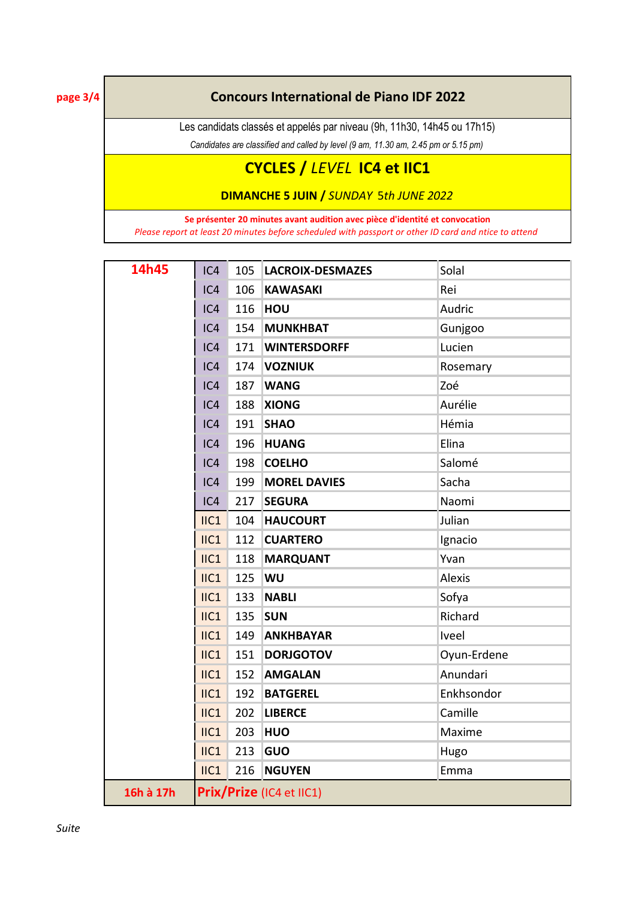## Concours International de Piano IDF 2022

Les candidats classés et appelés par niveau (9h, 11h30, 14h45 ou 17h15)

*Candidates are classified and called by level (9 am, 11.30 am, 2.45 pm or 5.15 pm)*

### CYCLES / *LEVEL* IC4 et IIC1

**DIMANCHE 5 JUIN / *SUNDAY* 5th JUNE 2022**

**Se présenter 20 minutes avant audition avec pièce d'identité et convocation**

*Please report at least 20 minutes before scheduled with passport or other ID card and ntice to attend*

| Heure | Niveau | N° | Nom | Prénom |
|---|---|---|---|---|
| **14h45** | IC4 | 105 | **LACROIX-DESMAZES** | Solal |
| | IC4 | 106 | **KAWASAKI** | Rei |
| | IC4 | 116 | **HOU** | Audric |
| | IC4 | 154 | **MUNKHBAT** | Gunjgoo |
| | IC4 | 171 | **WINTERSDORFF** | Lucien |
| | IC4 | 174 | **VOZNIUK** | Rosemary |
| | IC4 | 187 | **WANG** | Zoé |
| | IC4 | 188 | **XIONG** | Aurélie |
| | IC4 | 191 | **SHAO** | Hémia |
| | IC4 | 196 | **HUANG** | Elina |
| | IC4 | 198 | **COELHO** | Salomé |
| | IC4 | 199 | **MOREL DAVIES** | Sacha |
| | IC4 | 217 | **SEGURA** | Naomi |
| | IIC1 | 104 | **HAUCOURT** | Julian |
| | IIC1 | 112 | **CUARTERO** | Ignacio |
| | IIC1 | 118 | **MARQUANT** | Yvan |
| | IIC1 | 125 | **WU** | Alexis |
| | IIC1 | 133 | **NABLI** | Sofya |
| | IIC1 | 135 | **SUN** | Richard |
| | IIC1 | 149 | **ANKHBAYAR** | Iveel |
| | IIC1 | 151 | **DORJGOTOV** | Oyun-Erdene |
| | IIC1 | 152 | **AMGALAN** | Anundari |
| | IIC1 | 192 | **BATGEREL** | Enkhsondor |
| | IIC1 | 202 | **LIBERCE** | Camille |
| | IIC1 | 203 | **HUO** | Maxime |
| | IIC1 | 213 | **GUO** | Hugo |
| | IIC1 | 216 | **NGUYEN** | Emma |
| **16h à 17h** | **Prix/Prize** (IC4 et IIC1) | | | |

*Suite*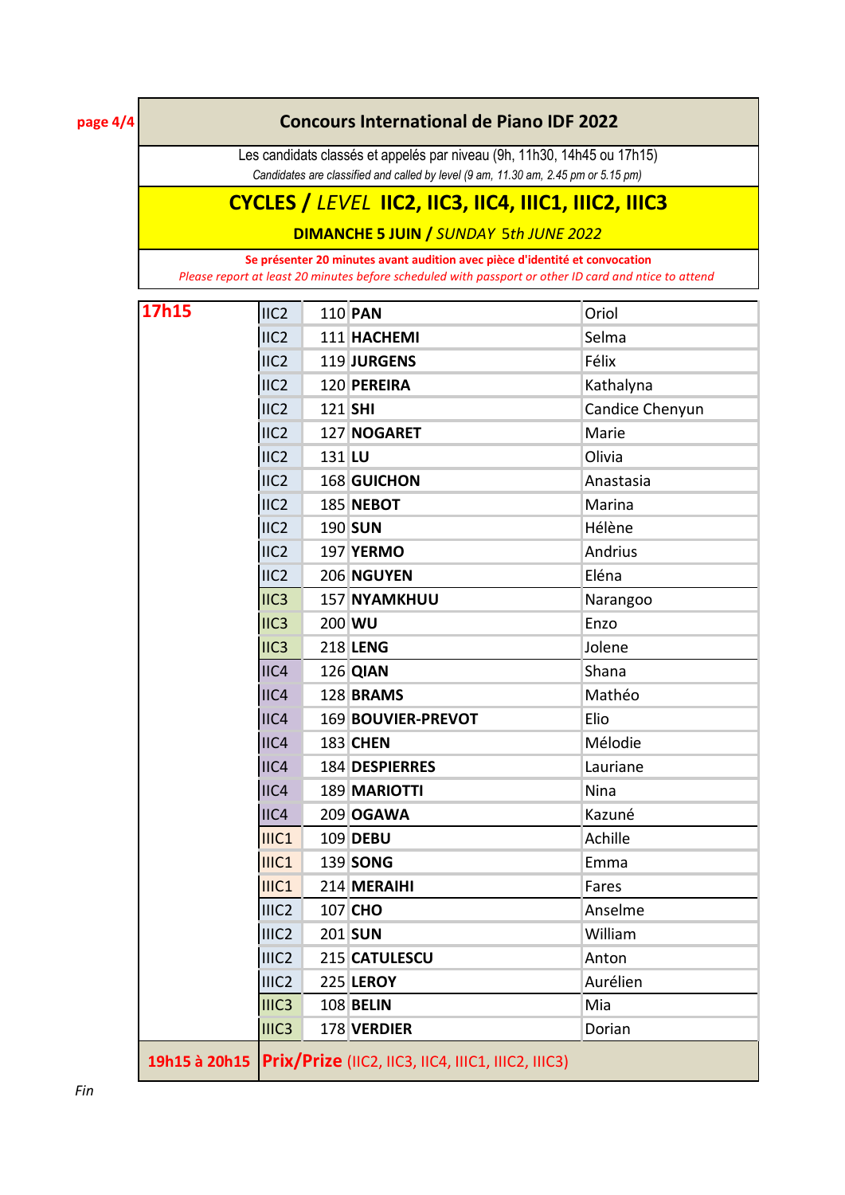page 4/4

# Concours International de Piano IDF 2022

Les candidats classés et appelés par niveau (9h, 11h30, 14h45 ou 17h15)

*Candidates are classified and called by level (9 am, 11.30 am, 2.45 pm or 5.15 pm)*

## CYCLES / *LEVEL* IIC2, IIC3, IIC4, IIIC1, IIIC2, IIIC3

**DIMANCHE 5 JUIN / *SUNDAY* 5th JUNE 2022**

**Se présenter 20 minutes avant audition avec pièce d'identité et convocation**

*Please report at least 20 minutes before scheduled with passport or other ID card and ntice to attend*

| | | | | |
|---|---|---|---|---|
| **17h15** | IIC2 | 110 | **PAN** | Oriol |
| | IIC2 | 111 | **HACHEMI** | Selma |
| | IIC2 | 119 | **JURGENS** | Félix |
| | IIC2 | 120 | **PEREIRA** | Kathalyna |
| | IIC2 | 121 | **SHI** | Candice Chenyun |
| | IIC2 | 127 | **NOGARET** | Marie |
| | IIC2 | 131 | **LU** | Olivia |
| | IIC2 | 168 | **GUICHON** | Anastasia |
| | IIC2 | 185 | **NEBOT** | Marina |
| | IIC2 | 190 | **SUN** | Hélène |
| | IIC2 | 197 | **YERMO** | Andrius |
| | IIC2 | 206 | **NGUYEN** | Eléna |
| | IIC3 | 157 | **NYAMKHUU** | Narangoo |
| | IIC3 | 200 | **WU** | Enzo |
| | IIC3 | 218 | **LENG** | Jolene |
| | IIC4 | 126 | **QIAN** | Shana |
| | IIC4 | 128 | **BRAMS** | Mathéo |
| | IIC4 | 169 | **BOUVIER-PREVOT** | Elio |
| | IIC4 | 183 | **CHEN** | Mélodie |
| | IIC4 | 184 | **DESPIERRES** | Lauriane |
| | IIC4 | 189 | **MARIOTTI** | Nina |
| | IIC4 | 209 | **OGAWA** | Kazuné |
| | IIIC1 | 109 | **DEBU** | Achille |
| | IIIC1 | 139 | **SONG** | Emma |
| | IIIC1 | 214 | **MERAIHI** | Fares |
| | IIIC2 | 107 | **CHO** | Anselme |
| | IIIC2 | 201 | **SUN** | William |
| | IIIC2 | 215 | **CATULESCU** | Anton |
| | IIIC2 | 225 | **LEROY** | Aurélien |
| | IIIC3 | 108 | **BELIN** | Mia |
| | IIIC3 | 178 | **VERDIER** | Dorian |
| **19h15 à 20h15** | **Prix/Prize** (IIC2, IIC3, IIC4, IIIC1, IIIC2, IIIC3) | | | |

*Fin*